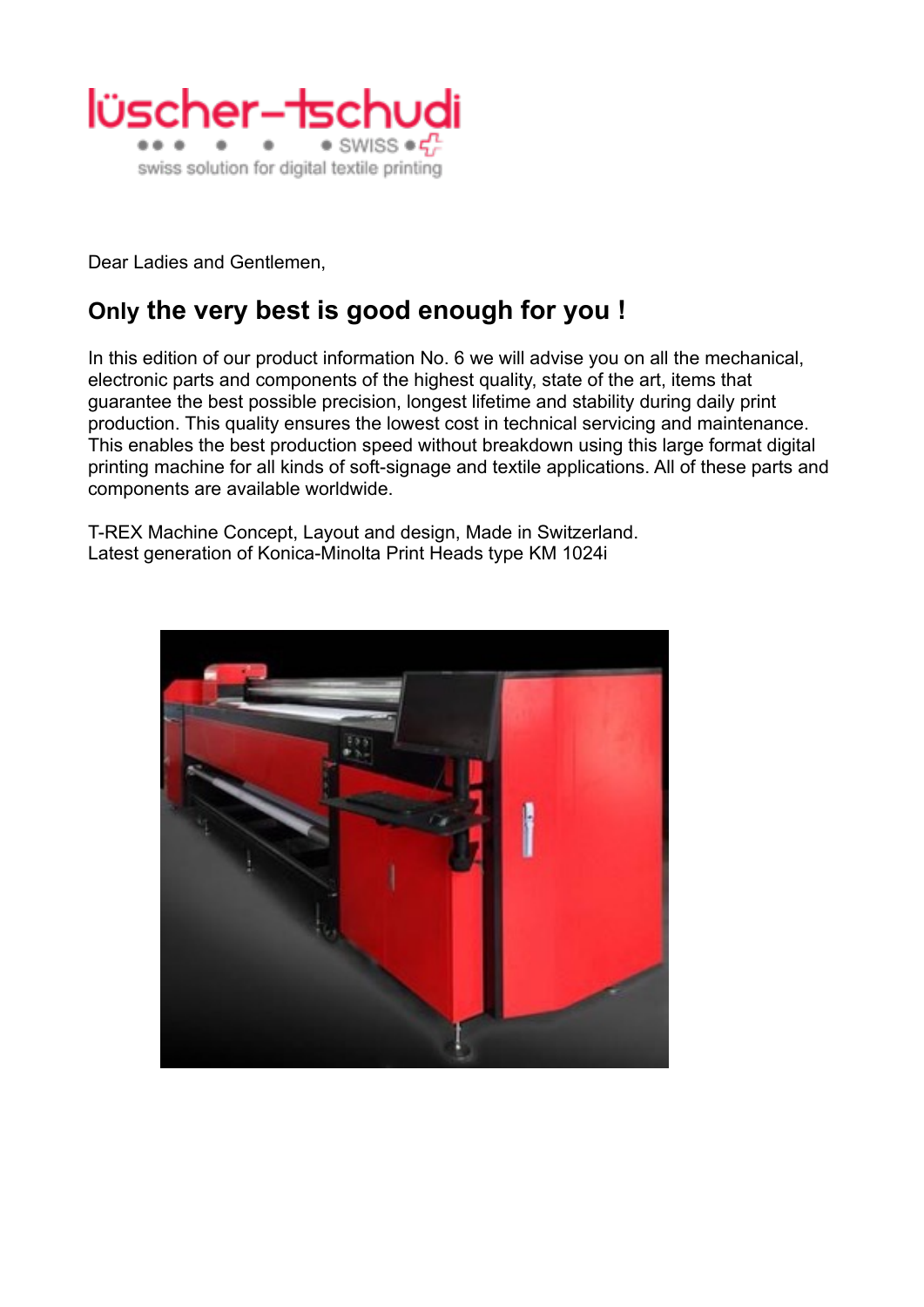lüscher-tschudi

SWISS

swiss solution for digital textile printing

Dear Ladies and Gentlemen,

## Only the very best is good enough for you !

In this edition of our product information No. 6 we will advise you on all the mechanical, electronic parts and components of the highest quality, state of the art, items that guarantee the best possible precision, longest lifetime and stability during daily print production. This quality ensures the lowest cost in technical servicing and maintenance. This enables the best production speed without breakdown using this large format digital printing machine for all kinds of soft-signage and textile applications. All of these parts and components are available worldwide.

T-REX Machine Concept, Layout and design, Made in Switzerland.
Latest generation of Konica-Minolta Print Heads type KM 1024i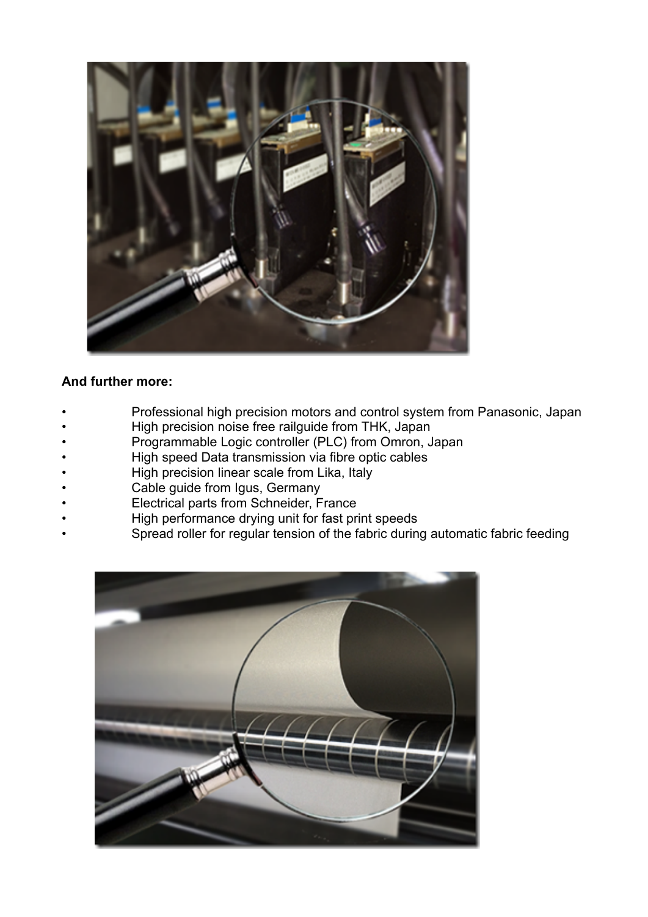**And further more:**

- Professional high precision motors and control system from Panasonic, Japan
- High precision noise free railguide from THK, Japan
- Programmable Logic controller (PLC) from Omron, Japan
- High speed Data transmission via fibre optic cables
- High precision linear scale from Lika, Italy
- Cable guide from Igus, Germany
- Electrical parts from Schneider, France
- High performance drying unit for fast print speeds
- Spread roller for regular tension of the fabric during automatic fabric feeding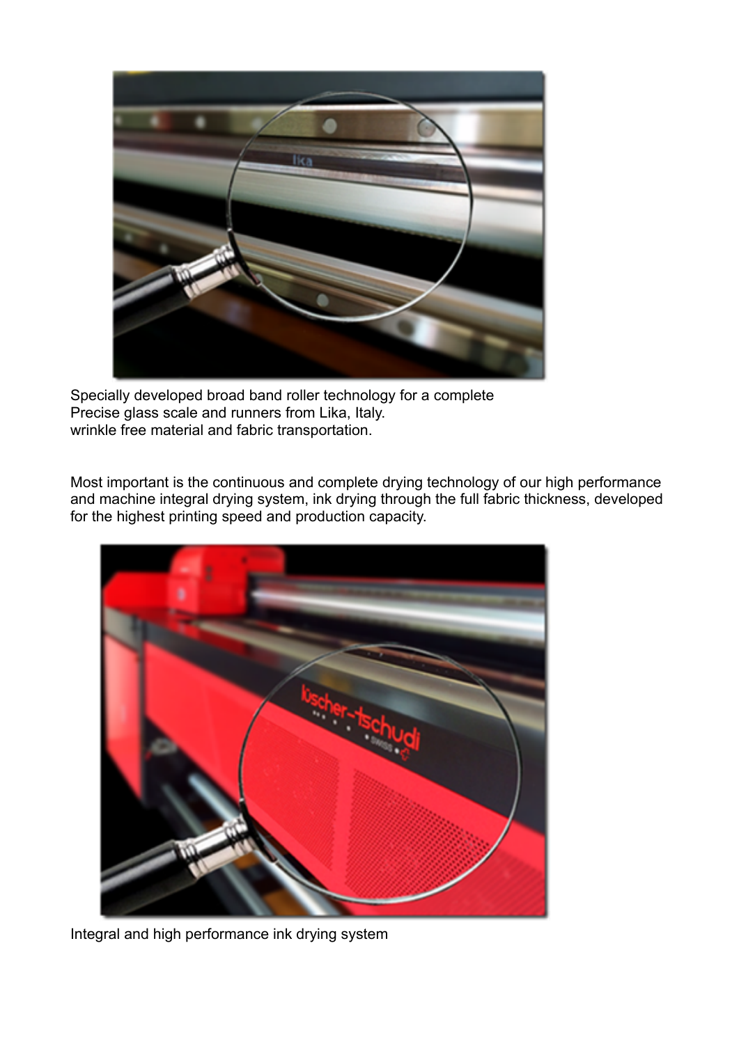Specially developed broad band roller technology for a complete
Precise glass scale and runners from Lika, Italy.
wrinkle free material and fabric transportation.

Most important is the continuous and complete drying technology of our high performance and machine integral drying system, ink drying through the full fabric thickness, developed for the highest printing speed and production capacity.

Integral and high performance ink drying system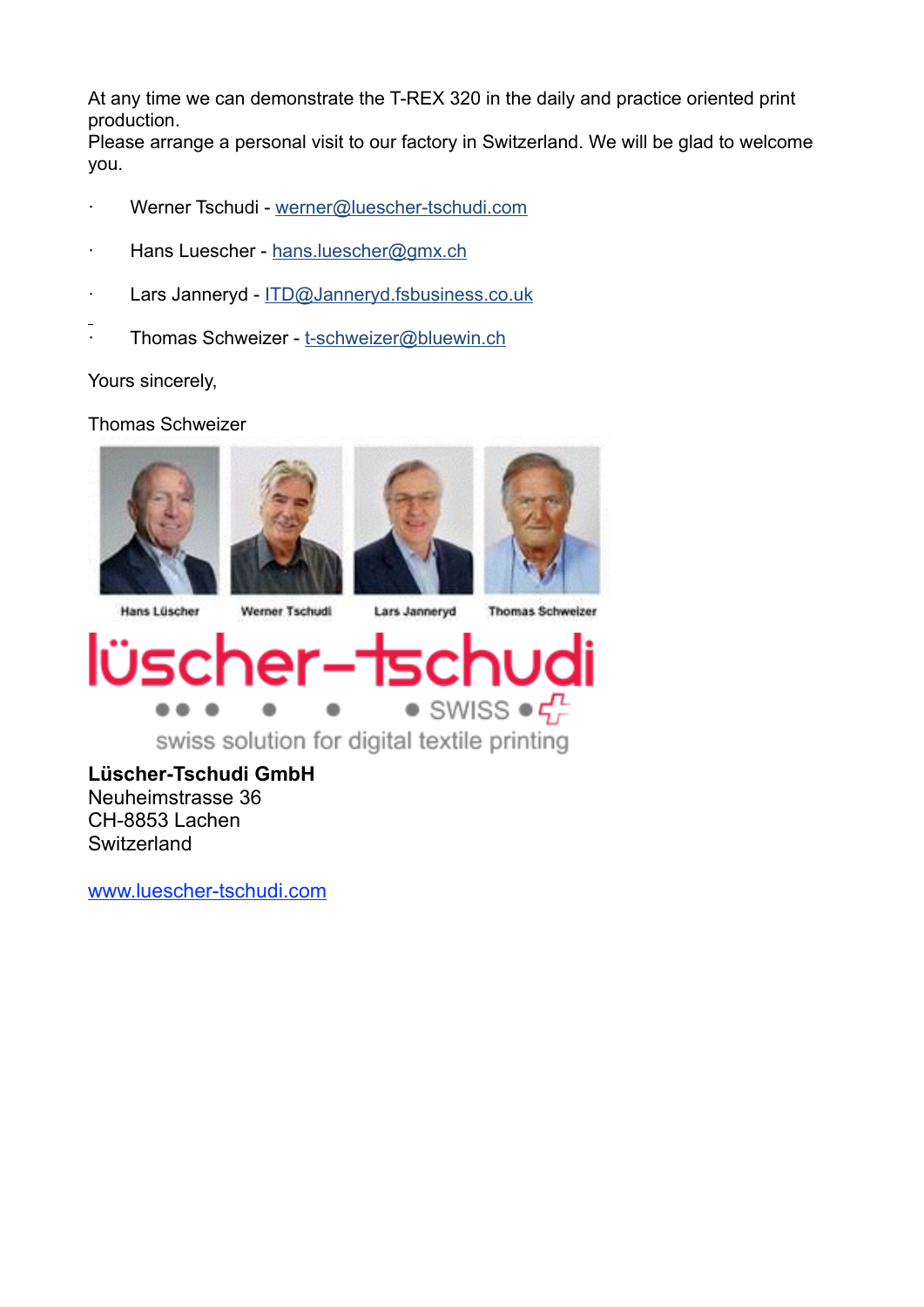At any time we can demonstrate the T-REX 320 in the daily and practice oriented print production.
Please arrange a personal visit to our factory in Switzerland. We will be glad to welcome you.

- Werner Tschudi - werner@luescher-tschudi.com
- Hans Luescher - hans.luescher@gmx.ch
- Lars Janneryd - ITD@Janneryd.fsbusiness.co.uk
- Thomas Schweizer - t-schweizer@bluewin.ch

Yours sincerely,

Thomas Schweizer

Hans Lüscher Werner Tschudi Lars Janneryd Thomas Schweizer

lüscher–tschudi
SWISS
swiss solution for digital textile printing

**Lüscher-Tschudi GmbH**
Neuheimstrasse 36
CH-8853 Lachen
Switzerland

www.luescher-tschudi.com